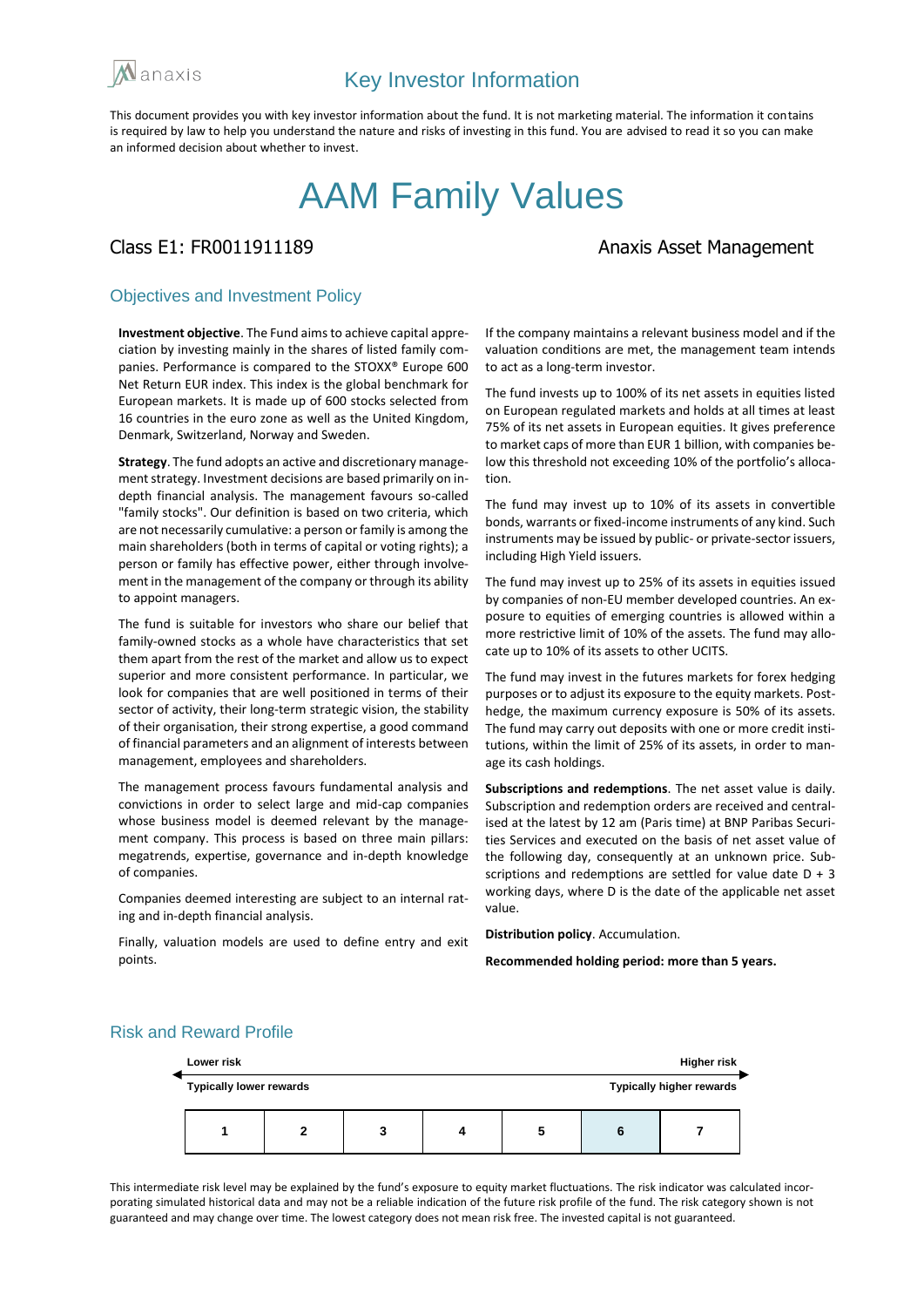anaxis

# Key Investor Information

This document provides you with key investor information about the fund. It is not marketing material. The information it contains is required by law to help you understand the nature and risks of investing in this fund. You are advised to read it so you can make an informed decision about whether to invest.

# AAM Family Values

Class E1: FR0011911189

Anaxis Asset Management

## Objectives and Investment Policy

**Investment objective**. The Fund aims to achieve capital appreciation by investing mainly in the shares of listed family companies. Performance is compared to the STOXX® Europe 600 Net Return EUR index. This index is the global benchmark for European markets. It is made up of 600 stocks selected from 16 countries in the euro zone as well as the United Kingdom, Denmark, Switzerland, Norway and Sweden.

**Strategy**. The fund adopts an active and discretionary management strategy. Investment decisions are based primarily on in-depth financial analysis. The management favours so-called "family stocks". Our definition is based on two criteria, which are not necessarily cumulative: a person or family is among the main shareholders (both in terms of capital or voting rights); a person or family has effective power, either through involvement in the management of the company or through its ability to appoint managers.

The fund is suitable for investors who share our belief that family-owned stocks as a whole have characteristics that set them apart from the rest of the market and allow us to expect superior and more consistent performance. In particular, we look for companies that are well positioned in terms of their sector of activity, their long-term strategic vision, the stability of their organisation, their strong expertise, a good command of financial parameters and an alignment of interests between management, employees and shareholders.

The management process favours fundamental analysis and convictions in order to select large and mid-cap companies whose business model is deemed relevant by the management company. This process is based on three main pillars: megatrends, expertise, governance and in-depth knowledge of companies.

Companies deemed interesting are subject to an internal rating and in-depth financial analysis.

Finally, valuation models are used to define entry and exit points.

If the company maintains a relevant business model and if the valuation conditions are met, the management team intends to act as a long-term investor.

The fund invests up to 100% of its net assets in equities listed on European regulated markets and holds at all times at least 75% of its net assets in European equities. It gives preference to market caps of more than EUR 1 billion, with companies below this threshold not exceeding 10% of the portfolio's allocation.

The fund may invest up to 10% of its assets in convertible bonds, warrants or fixed-income instruments of any kind. Such instruments may be issued by public- or private-sector issuers, including High Yield issuers.

The fund may invest up to 25% of its assets in equities issued by companies of non-EU member developed countries. An exposure to equities of emerging countries is allowed within a more restrictive limit of 10% of the assets. The fund may allocate up to 10% of its assets to other UCITS.

The fund may invest in the futures markets for forex hedging purposes or to adjust its exposure to the equity markets. Post-hedge, the maximum currency exposure is 50% of its assets. The fund may carry out deposits with one or more credit institutions, within the limit of 25% of its assets, in order to manage its cash holdings.

**Subscriptions and redemptions**. The net asset value is daily. Subscription and redemption orders are received and centralised at the latest by 12 am (Paris time) at BNP Paribas Securities Services and executed on the basis of net asset value of the following day, consequently at an unknown price. Subscriptions and redemptions are settled for value date D + 3 working days, where D is the date of the applicable net asset value.

**Distribution policy**. Accumulation.

**Recommended holding period: more than 5 years.**

## Risk and Reward Profile

| Lower risk / Typically lower rewards | | | | | | Higher risk / Typically higher rewards |
|---|---|---|---|---|---|---|
| 1 | 2 | 3 | 4 | 5 | **6** | 7 |

This intermediate risk level may be explained by the fund's exposure to equity market fluctuations. The risk indicator was calculated incorporating simulated historical data and may not be a reliable indication of the future risk profile of the fund. The risk category shown is not guaranteed and may change over time. The lowest category does not mean risk free. The invested capital is not guaranteed.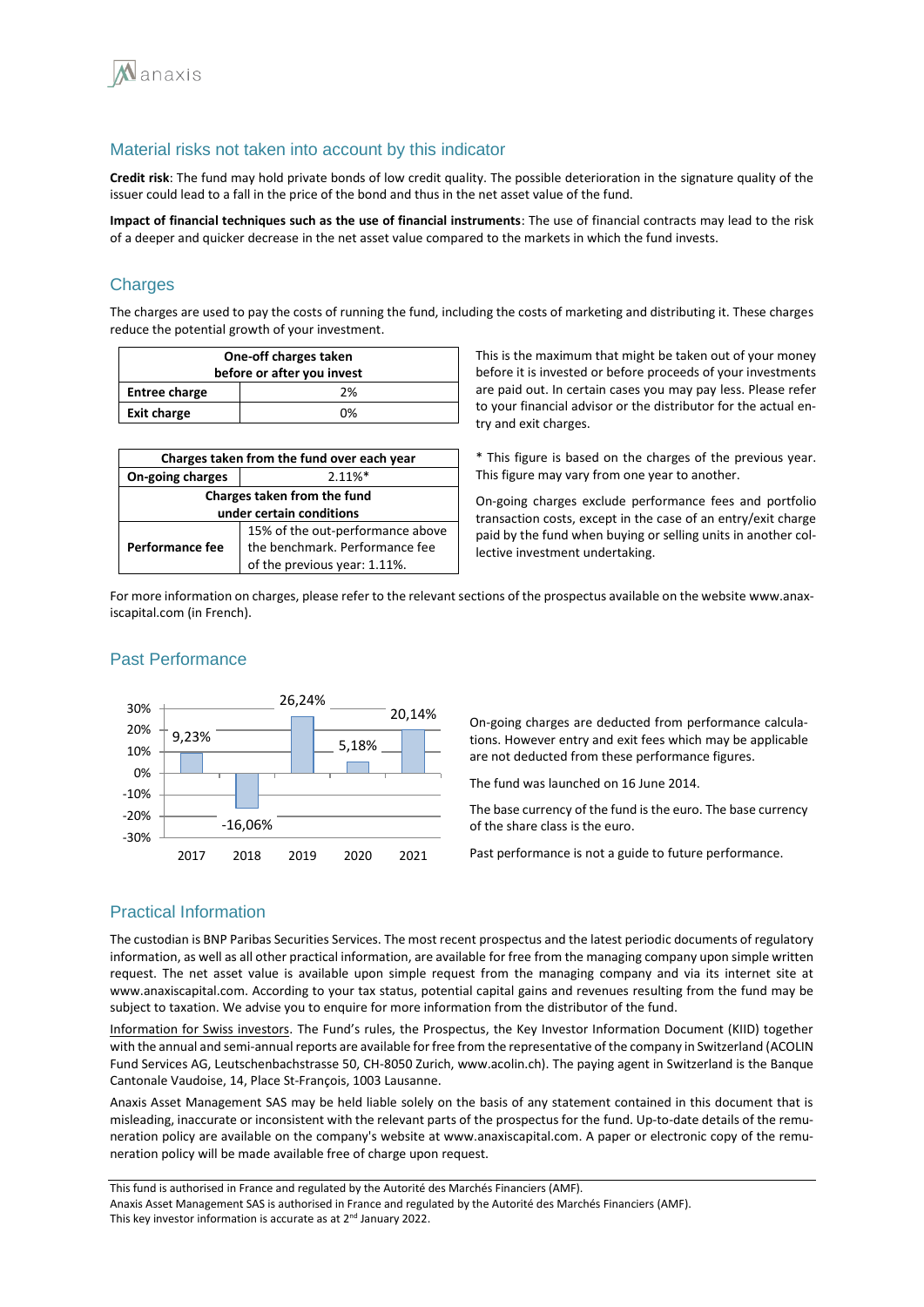## Material risks not taken into account by this indicator

**Credit risk**: The fund may hold private bonds of low credit quality. The possible deterioration in the signature quality of the issuer could lead to a fall in the price of the bond and thus in the net asset value of the fund.

**Impact of financial techniques such as the use of financial instruments**: The use of financial contracts may lead to the risk of a deeper and quicker decrease in the net asset value compared to the markets in which the fund invests.

## Charges

The charges are used to pay the costs of running the fund, including the costs of marketing and distributing it. These charges reduce the potential growth of your investment.

| One-off charges taken before or after you invest | |
|---|---|
| **Entree charge** | 2% |
| **Exit charge** | 0% |

This is the maximum that might be taken out of your money before it is invested or before proceeds of your investments are paid out. In certain cases you may pay less. Please refer to your financial advisor or the distributor for the actual entry and exit charges.

| Charges taken from the fund over each year | |
|---|---|
| **On-going charges** | 2.11%* |
| **Charges taken from the fund under certain conditions** | |
| **Performance fee** | 15% of the out-performance above the benchmark. Performance fee of the previous year: 1.11%. |

* This figure is based on the charges of the previous year. This figure may vary from one year to another.

On-going charges exclude performance fees and portfolio transaction costs, except in the case of an entry/exit charge paid by the fund when buying or selling units in another collective investment undertaking.

For more information on charges, please refer to the relevant sections of the prospectus available on the website www.anaxiscapital.com (in French).

## Past Performance

| Year | Performance |
|---|---|
| 2017 | 9,23% |
| 2018 | -16,06% |
| 2019 | 26,24% |
| 2020 | 5,18% |
| 2021 | 20,14% |

On-going charges are deducted from performance calculations. However entry and exit fees which may be applicable are not deducted from these performance figures.

The fund was launched on 16 June 2014.

The base currency of the fund is the euro. The base currency of the share class is the euro.

Past performance is not a guide to future performance.

## Practical Information

The custodian is BNP Paribas Securities Services. The most recent prospectus and the latest periodic documents of regulatory information, as well as all other practical information, are available for free from the managing company upon simple written request. The net asset value is available upon simple request from the managing company and via its internet site at www.anaxiscapital.com. According to your tax status, potential capital gains and revenues resulting from the fund may be subject to taxation. We advise you to enquire for more information from the distributor of the fund.

Information for Swiss investors. The Fund's rules, the Prospectus, the Key Investor Information Document (KIID) together with the annual and semi-annual reports are available for free from the representative of the company in Switzerland (ACOLIN Fund Services AG, Leutschenbachstrasse 50, CH-8050 Zurich, www.acolin.ch). The paying agent in Switzerland is the Banque Cantonale Vaudoise, 14, Place St-François, 1003 Lausanne.

Anaxis Asset Management SAS may be held liable solely on the basis of any statement contained in this document that is misleading, inaccurate or inconsistent with the relevant parts of the prospectus for the fund. Up-to-date details of the remuneration policy are available on the company's website at www.anaxiscapital.com. A paper or electronic copy of the remuneration policy will be made available free of charge upon request.

This fund is authorised in France and regulated by the Autorité des Marchés Financiers (AMF).
Anaxis Asset Management SAS is authorised in France and regulated by the Autorité des Marchés Financiers (AMF).
This key investor information is accurate as at 2nd January 2022.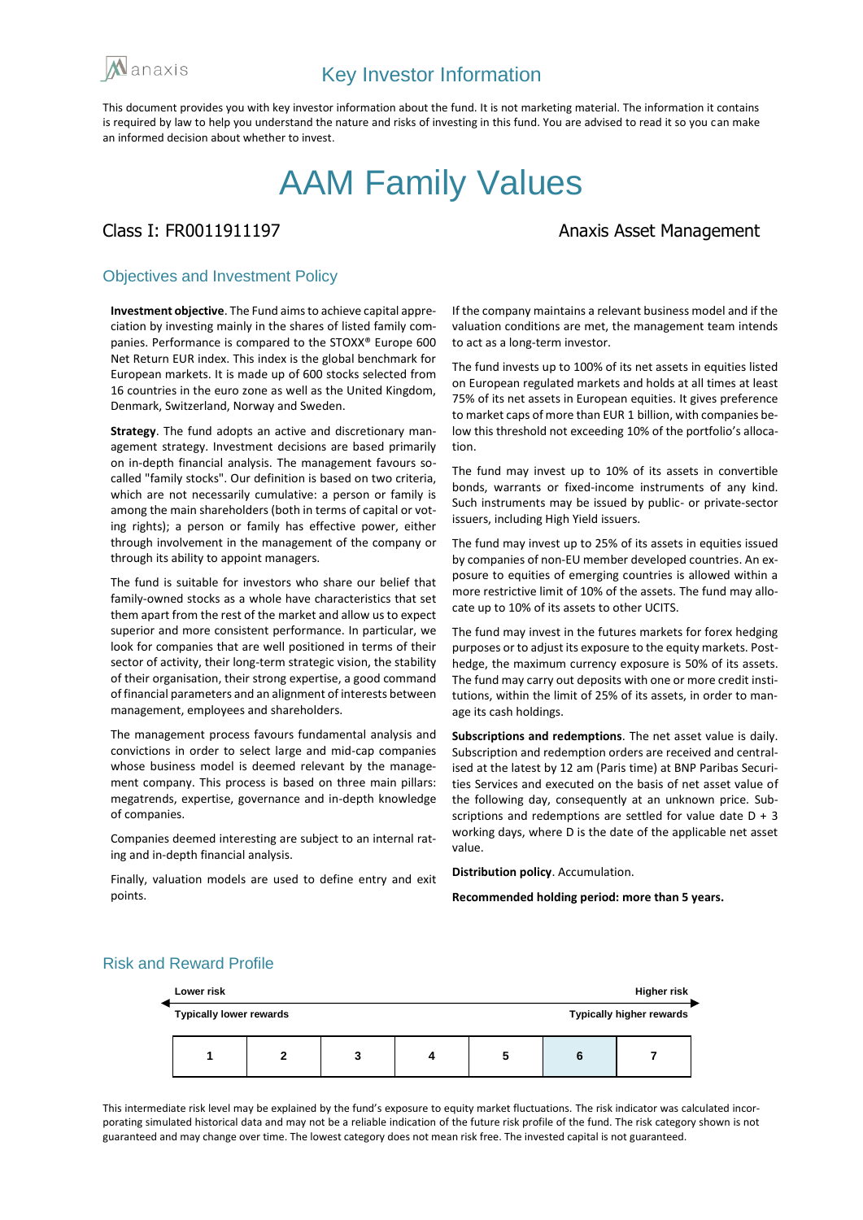anaxis

# Key Investor Information

This document provides you with key investor information about the fund. It is not marketing material. The information it contains is required by law to help you understand the nature and risks of investing in this fund. You are advised to read it so you can make an informed decision about whether to invest.

# AAM Family Values

Class I: FR0011911197

Anaxis Asset Management

## Objectives and Investment Policy

**Investment objective**. The Fund aims to achieve capital appreciation by investing mainly in the shares of listed family companies. Performance is compared to the STOXX® Europe 600 Net Return EUR index. This index is the global benchmark for European markets. It is made up of 600 stocks selected from 16 countries in the euro zone as well as the United Kingdom, Denmark, Switzerland, Norway and Sweden.

**Strategy**. The fund adopts an active and discretionary management strategy. Investment decisions are based primarily on in-depth financial analysis. The management favours so-called "family stocks". Our definition is based on two criteria, which are not necessarily cumulative: a person or family is among the main shareholders (both in terms of capital or voting rights); a person or family has effective power, either through involvement in the management of the company or through its ability to appoint managers.

The fund is suitable for investors who share our belief that family-owned stocks as a whole have characteristics that set them apart from the rest of the market and allow us to expect superior and more consistent performance. In particular, we look for companies that are well positioned in terms of their sector of activity, their long-term strategic vision, the stability of their organisation, their strong expertise, a good command of financial parameters and an alignment of interests between management, employees and shareholders.

The management process favours fundamental analysis and convictions in order to select large and mid-cap companies whose business model is deemed relevant by the management company. This process is based on three main pillars: megatrends, expertise, governance and in-depth knowledge of companies.

Companies deemed interesting are subject to an internal rating and in-depth financial analysis.

Finally, valuation models are used to define entry and exit points.

If the company maintains a relevant business model and if the valuation conditions are met, the management team intends to act as a long-term investor.

The fund invests up to 100% of its net assets in equities listed on European regulated markets and holds at all times at least 75% of its net assets in European equities. It gives preference to market caps of more than EUR 1 billion, with companies below this threshold not exceeding 10% of the portfolio's allocation.

The fund may invest up to 10% of its assets in convertible bonds, warrants or fixed-income instruments of any kind. Such instruments may be issued by public- or private-sector issuers, including High Yield issuers.

The fund may invest up to 25% of its assets in equities issued by companies of non-EU member developed countries. An exposure to equities of emerging countries is allowed within a more restrictive limit of 10% of the assets. The fund may allocate up to 10% of its assets to other UCITS.

The fund may invest in the futures markets for forex hedging purposes or to adjust its exposure to the equity markets. Post-hedge, the maximum currency exposure is 50% of its assets. The fund may carry out deposits with one or more credit institutions, within the limit of 25% of its assets, in order to manage its cash holdings.

**Subscriptions and redemptions**. The net asset value is daily. Subscription and redemption orders are received and centralised at the latest by 12 am (Paris time) at BNP Paribas Securities Services and executed on the basis of net asset value of the following day, consequently at an unknown price. Subscriptions and redemptions are settled for value date D + 3 working days, where D is the date of the applicable net asset value.

**Distribution policy**. Accumulation.

**Recommended holding period: more than 5 years.**

## Risk and Reward Profile

| Lower risk | | | | | | Higher risk |
|---|---|---|---|---|---|---|
| Typically lower rewards | | | | | | Typically higher rewards |
| 1 | 2 | 3 | 4 | 5 | **6** | 7 |

This intermediate risk level may be explained by the fund's exposure to equity market fluctuations. The risk indicator was calculated incorporating simulated historical data and may not be a reliable indication of the future risk profile of the fund. The risk category shown is not guaranteed and may change over time. The lowest category does not mean risk free. The invested capital is not guaranteed.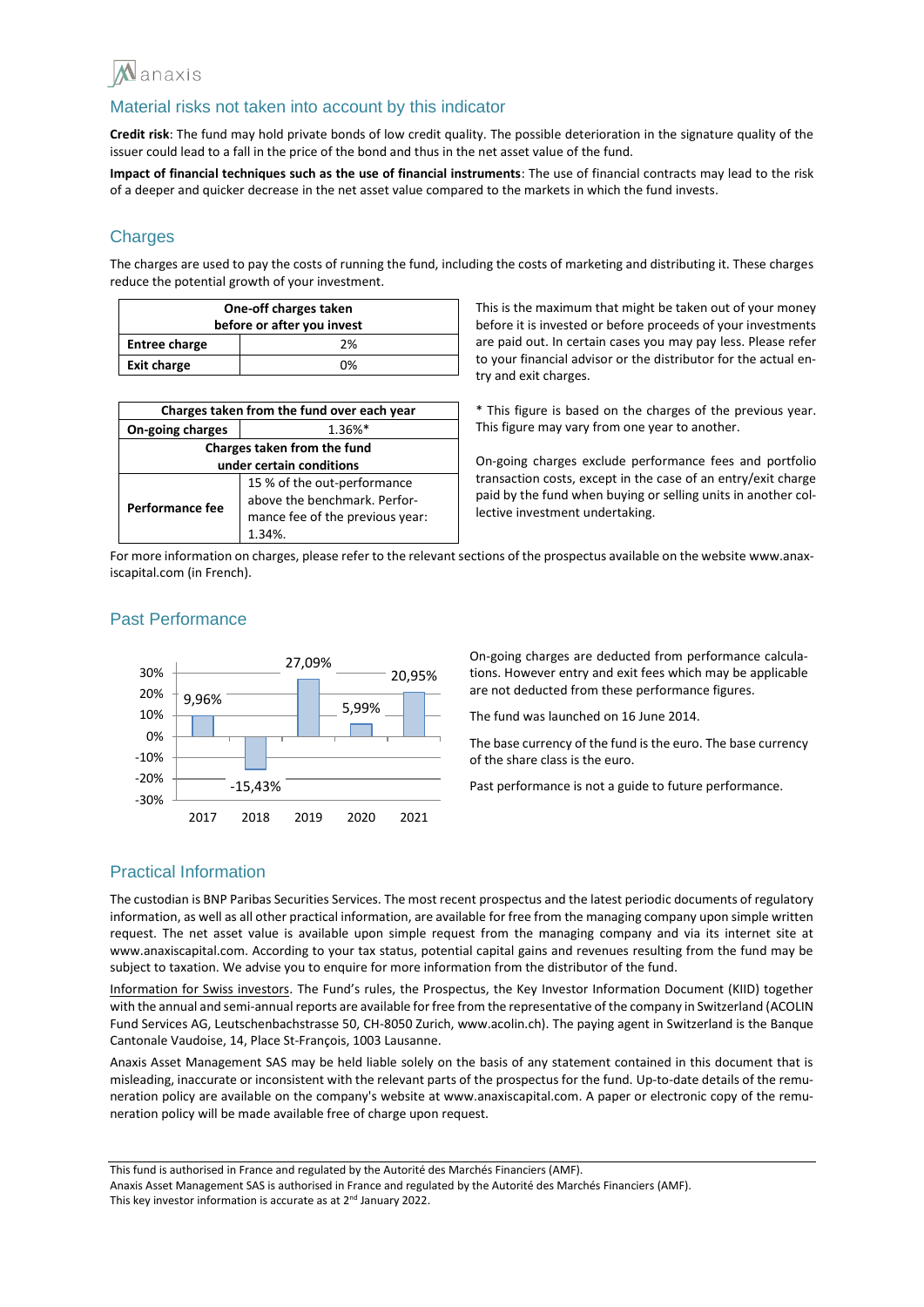## Material risks not taken into account by this indicator

**Credit risk**: The fund may hold private bonds of low credit quality. The possible deterioration in the signature quality of the issuer could lead to a fall in the price of the bond and thus in the net asset value of the fund.

**Impact of financial techniques such as the use of financial instruments**: The use of financial contracts may lead to the risk of a deeper and quicker decrease in the net asset value compared to the markets in which the fund invests.

## Charges

The charges are used to pay the costs of running the fund, including the costs of marketing and distributing it. These charges reduce the potential growth of your investment.

| One-off charges taken before or after you invest | |
|---|---|
| **Entree charge** | 2% |
| **Exit charge** | 0% |

This is the maximum that might be taken out of your money before it is invested or before proceeds of your investments are paid out. In certain cases you may pay less. Please refer to your financial advisor or the distributor for the actual entry and exit charges.

| Charges taken from the fund over each year | |
|---|---|
| **On-going charges** | 1.36%* |
| **Charges taken from the fund under certain conditions** | |
| **Performance fee** | 15 % of the out-performance above the benchmark. Performance fee of the previous year: 1.34%. |

* This figure is based on the charges of the previous year. This figure may vary from one year to another.

On-going charges exclude performance fees and portfolio transaction costs, except in the case of an entry/exit charge paid by the fund when buying or selling units in another collective investment undertaking.

For more information on charges, please refer to the relevant sections of the prospectus available on the website www.anaxiscapital.com (in French).

## Past Performance

| Year | 2017 | 2018 | 2019 | 2020 | 2021 |
|---|---|---|---|---|---|
| Performance | 9,96% | -15,43% | 27,09% | 5,99% | 20,95% |

On-going charges are deducted from performance calculations. However entry and exit fees which may be applicable are not deducted from these performance figures.

The fund was launched on 16 June 2014.

The base currency of the fund is the euro. The base currency of the share class is the euro.

Past performance is not a guide to future performance.

## Practical Information

The custodian is BNP Paribas Securities Services. The most recent prospectus and the latest periodic documents of regulatory information, as well as all other practical information, are available for free from the managing company upon simple written request. The net asset value is available upon simple request from the managing company and via its internet site at www.anaxiscapital.com. According to your tax status, potential capital gains and revenues resulting from the fund may be subject to taxation. We advise you to enquire for more information from the distributor of the fund.

Information for Swiss investors. The Fund's rules, the Prospectus, the Key Investor Information Document (KIID) together with the annual and semi-annual reports are available for free from the representative of the company in Switzerland (ACOLIN Fund Services AG, Leutschenbachstrasse 50, CH-8050 Zurich, www.acolin.ch). The paying agent in Switzerland is the Banque Cantonale Vaudoise, 14, Place St-François, 1003 Lausanne.

Anaxis Asset Management SAS may be held liable solely on the basis of any statement contained in this document that is misleading, inaccurate or inconsistent with the relevant parts of the prospectus for the fund. Up-to-date details of the remuneration policy are available on the company's website at www.anaxiscapital.com. A paper or electronic copy of the remuneration policy will be made available free of charge upon request.

This fund is authorised in France and regulated by the Autorité des Marchés Financiers (AMF).
Anaxis Asset Management SAS is authorised in France and regulated by the Autorité des Marchés Financiers (AMF).
This key investor information is accurate as at 2nd January 2022.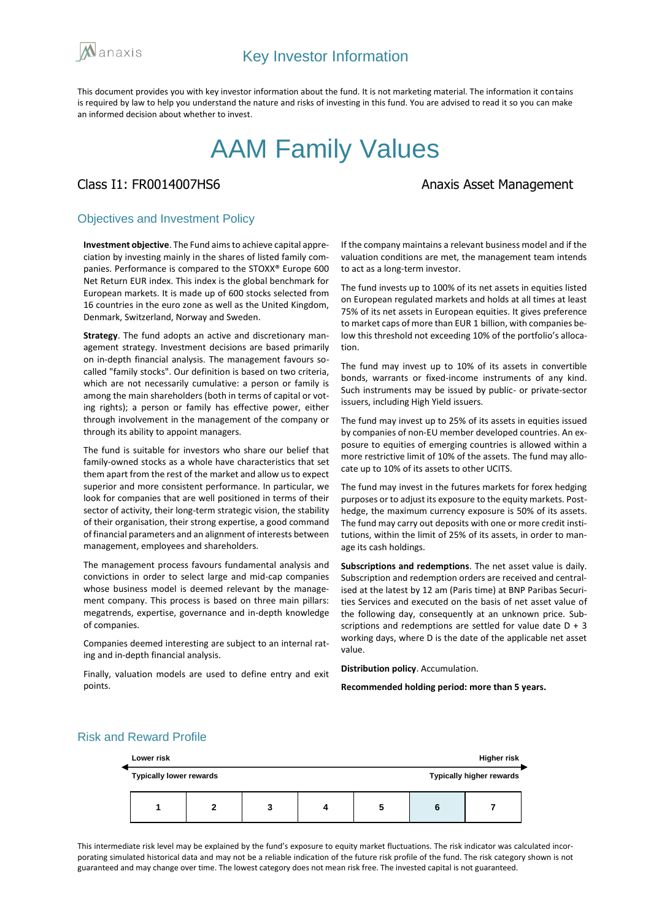anaxis

# Key Investor Information

This document provides you with key investor information about the fund. It is not marketing material. The information it contains is required by law to help you understand the nature and risks of investing in this fund. You are advised to read it so you can make an informed decision about whether to invest.

# AAM Family Values

Class I1: FR0014007HS6

Anaxis Asset Management

## Objectives and Investment Policy

**Investment objective**. The Fund aims to achieve capital appreciation by investing mainly in the shares of listed family companies. Performance is compared to the STOXX® Europe 600 Net Return EUR index. This index is the global benchmark for European markets. It is made up of 600 stocks selected from 16 countries in the euro zone as well as the United Kingdom, Denmark, Switzerland, Norway and Sweden.

**Strategy**. The fund adopts an active and discretionary management strategy. Investment decisions are based primarily on in-depth financial analysis. The management favours so-called "family stocks". Our definition is based on two criteria, which are not necessarily cumulative: a person or family is among the main shareholders (both in terms of capital or voting rights); a person or family has effective power, either through involvement in the management of the company or through its ability to appoint managers.

The fund is suitable for investors who share our belief that family-owned stocks as a whole have characteristics that set them apart from the rest of the market and allow us to expect superior and more consistent performance. In particular, we look for companies that are well positioned in terms of their sector of activity, their long-term strategic vision, the stability of their organisation, their strong expertise, a good command of financial parameters and an alignment of interests between management, employees and shareholders.

The management process favours fundamental analysis and convictions in order to select large and mid-cap companies whose business model is deemed relevant by the management company. This process is based on three main pillars: megatrends, expertise, governance and in-depth knowledge of companies.

Companies deemed interesting are subject to an internal rating and in-depth financial analysis.

Finally, valuation models are used to define entry and exit points.

If the company maintains a relevant business model and if the valuation conditions are met, the management team intends to act as a long-term investor.

The fund invests up to 100% of its net assets in equities listed on European regulated markets and holds at all times at least 75% of its net assets in European equities. It gives preference to market caps of more than EUR 1 billion, with companies below this threshold not exceeding 10% of the portfolio's allocation.

The fund may invest up to 10% of its assets in convertible bonds, warrants or fixed-income instruments of any kind. Such instruments may be issued by public- or private-sector issuers, including High Yield issuers.

The fund may invest up to 25% of its assets in equities issued by companies of non-EU member developed countries. An exposure to equities of emerging countries is allowed within a more restrictive limit of 10% of the assets. The fund may allocate up to 10% of its assets to other UCITS.

The fund may invest in the futures markets for forex hedging purposes or to adjust its exposure to the equity markets. Post-hedge, the maximum currency exposure is 50% of its assets. The fund may carry out deposits with one or more credit institutions, within the limit of 25% of its assets, in order to manage its cash holdings.

**Subscriptions and redemptions**. The net asset value is daily. Subscription and redemption orders are received and centralised at the latest by 12 am (Paris time) at BNP Paribas Securities Services and executed on the basis of net asset value of the following day, consequently at an unknown price. Subscriptions and redemptions are settled for value date D + 3 working days, where D is the date of the applicable net asset value.

**Distribution policy**. Accumulation.

**Recommended holding period: more than 5 years.**

## Risk and Reward Profile

| Lower risk | | | | | | Higher risk |
|---|---|---|---|---|---|---|
| Typically lower rewards | | | | | | Typically higher rewards |
| 1 | 2 | 3 | 4 | 5 | **6** | 7 |

This intermediate risk level may be explained by the fund's exposure to equity market fluctuations. The risk indicator was calculated incorporating simulated historical data and may not be a reliable indication of the future risk profile of the fund. The risk category shown is not guaranteed and may change over time. The lowest category does not mean risk free. The invested capital is not guaranteed.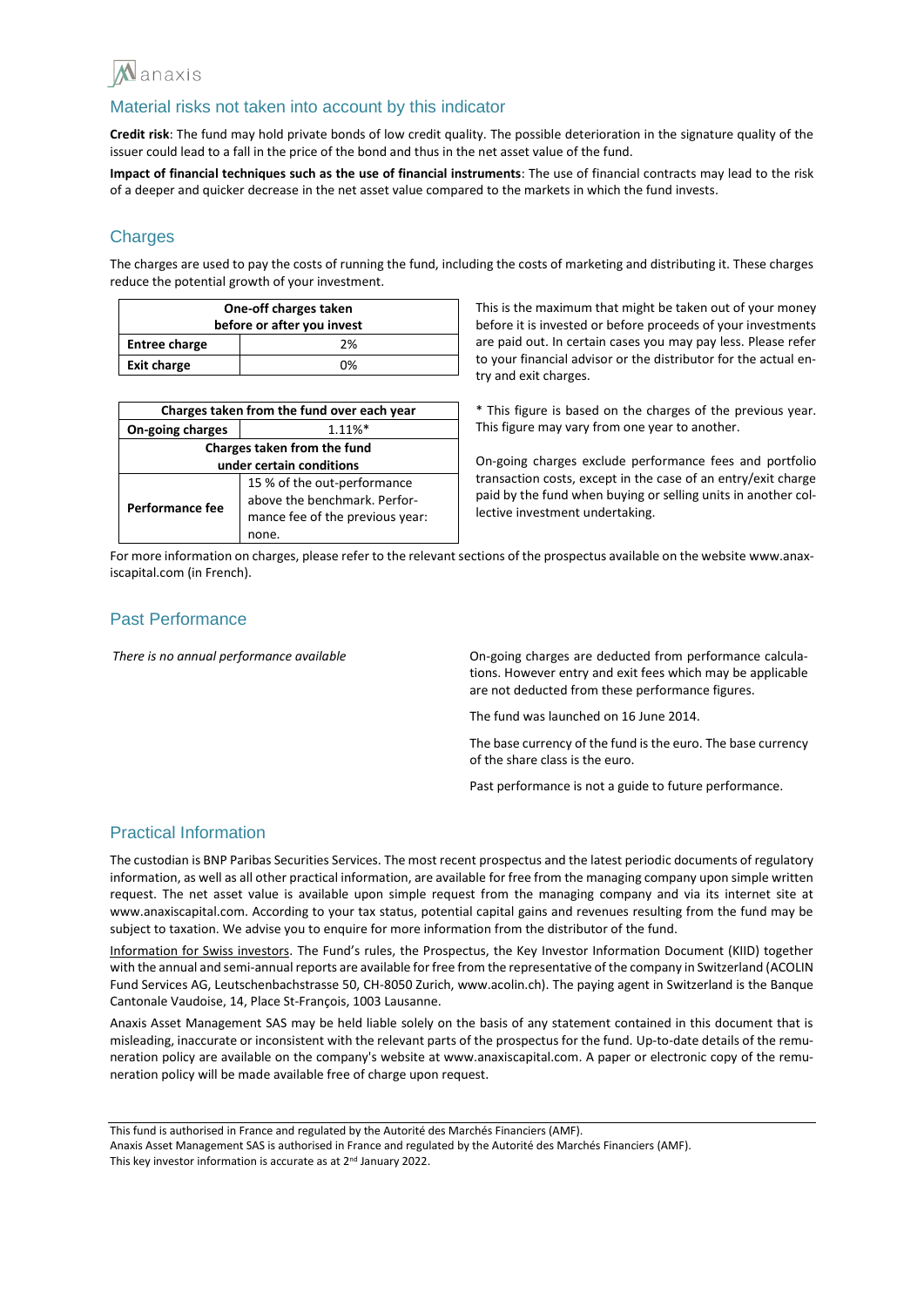## Material risks not taken into account by this indicator

**Credit risk**: The fund may hold private bonds of low credit quality. The possible deterioration in the signature quality of the issuer could lead to a fall in the price of the bond and thus in the net asset value of the fund.

**Impact of financial techniques such as the use of financial instruments**: The use of financial contracts may lead to the risk of a deeper and quicker decrease in the net asset value compared to the markets in which the fund invests.

## Charges

The charges are used to pay the costs of running the fund, including the costs of marketing and distributing it. These charges reduce the potential growth of your investment.

| One-off charges taken before or after you invest | |
|---|---|
| **Entree charge** | 2% |
| **Exit charge** | 0% |

This is the maximum that might be taken out of your money before it is invested or before proceeds of your investments are paid out. In certain cases you may pay less. Please refer to your financial advisor or the distributor for the actual entry and exit charges.

| Charges taken from the fund over each year | |
|---|---|
| **On-going charges** | 1.11%* |
| **Charges taken from the fund under certain conditions** | |
| **Performance fee** | 15 % of the out-performance above the benchmark. Performance fee of the previous year: none. |

* This figure is based on the charges of the previous year. This figure may vary from one year to another.

On-going charges exclude performance fees and portfolio transaction costs, except in the case of an entry/exit charge paid by the fund when buying or selling units in another collective investment undertaking.

For more information on charges, please refer to the relevant sections of the prospectus available on the website www.anaxiscapital.com (in French).

## Past Performance

*There is no annual performance available*

On-going charges are deducted from performance calculations. However entry and exit fees which may be applicable are not deducted from these performance figures.

The fund was launched on 16 June 2014.

The base currency of the fund is the euro. The base currency of the share class is the euro.

Past performance is not a guide to future performance.

## Practical Information

The custodian is BNP Paribas Securities Services. The most recent prospectus and the latest periodic documents of regulatory information, as well as all other practical information, are available for free from the managing company upon simple written request. The net asset value is available upon simple request from the managing company and via its internet site at www.anaxiscapital.com. According to your tax status, potential capital gains and revenues resulting from the fund may be subject to taxation. We advise you to enquire for more information from the distributor of the fund.

Information for Swiss investors. The Fund's rules, the Prospectus, the Key Investor Information Document (KIID) together with the annual and semi-annual reports are available for free from the representative of the company in Switzerland (ACOLIN Fund Services AG, Leutschenbachstrasse 50, CH-8050 Zurich, www.acolin.ch). The paying agent in Switzerland is the Banque Cantonale Vaudoise, 14, Place St-François, 1003 Lausanne.

Anaxis Asset Management SAS may be held liable solely on the basis of any statement contained in this document that is misleading, inaccurate or inconsistent with the relevant parts of the prospectus for the fund. Up-to-date details of the remuneration policy are available on the company's website at www.anaxiscapital.com. A paper or electronic copy of the remuneration policy will be made available free of charge upon request.

This fund is authorised in France and regulated by the Autorité des Marchés Financiers (AMF).
Anaxis Asset Management SAS is authorised in France and regulated by the Autorité des Marchés Financiers (AMF).
This key investor information is accurate as at 2nd January 2022.